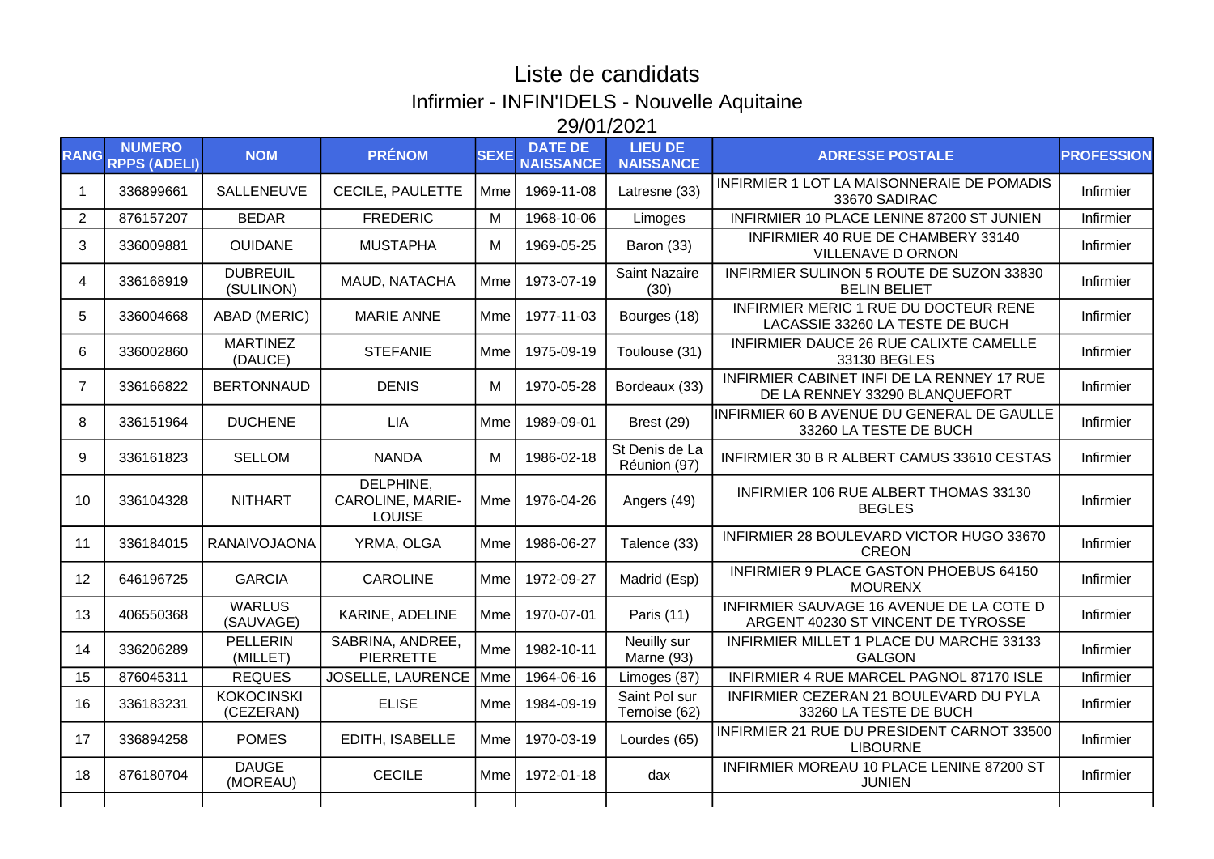# Liste de candidats

## Infirmier - INFIN'IDELS - Nouvelle Aquitaine

29/01/2021

| RANG | NUMERO RPPS (ADELI) | NOM | PRÉNOM | SEXE | DATE DE NAISSANCE | LIEU DE NAISSANCE | ADRESSE POSTALE | PROFESSION |
|---|---|---|---|---|---|---|---|---|
| 1 | 336899661 | SALLENEUVE | CECILE, PAULETTE | Mme | 1969-11-08 | Latresne (33) | INFIRMIER 1 LOT LA MAISONNERAIE DE POMADIS 33670 SADIRAC | Infirmier |
| 2 | 876157207 | BEDAR | FREDERIC | M | 1968-10-06 | Limoges | INFIRMIER 10 PLACE LENINE 87200 ST JUNIEN | Infirmier |
| 3 | 336009881 | OUIDANE | MUSTAPHA | M | 1969-05-25 | Baron (33) | INFIRMIER 40 RUE DE CHAMBERY 33140 VILLENAVE D ORNON | Infirmier |
| 4 | 336168919 | DUBREUIL (SULINON) | MAUD, NATACHA | Mme | 1973-07-19 | Saint Nazaire (30) | INFIRMIER SULINON 5 ROUTE DE SUZON 33830 BELIN BELIET | Infirmier |
| 5 | 336004668 | ABAD (MERIC) | MARIE ANNE | Mme | 1977-11-03 | Bourges (18) | INFIRMIER MERIC 1 RUE DU DOCTEUR RENE LACASSIE 33260 LA TESTE DE BUCH | Infirmier |
| 6 | 336002860 | MARTINEZ (DAUCE) | STEFANIE | Mme | 1975-09-19 | Toulouse (31) | INFIRMIER DAUCE 26 RUE CALIXTE CAMELLE 33130 BEGLES | Infirmier |
| 7 | 336166822 | BERTONNAUD | DENIS | M | 1970-05-28 | Bordeaux (33) | INFIRMIER CABINET INFI DE LA RENNEY 17 RUE DE LA RENNEY 33290 BLANQUEFORT | Infirmier |
| 8 | 336151964 | DUCHENE | LIA | Mme | 1989-09-01 | Brest (29) | INFIRMIER 60 B AVENUE DU GENERAL DE GAULLE 33260 LA TESTE DE BUCH | Infirmier |
| 9 | 336161823 | SELLOM | NANDA | M | 1986-02-18 | St Denis de La Réunion (97) | INFIRMIER 30 B R ALBERT CAMUS 33610 CESTAS | Infirmier |
| 10 | 336104328 | NITHART | DELPHINE, CAROLINE, MARIE-LOUISE | Mme | 1976-04-26 | Angers (49) | INFIRMIER 106 RUE ALBERT THOMAS 33130 BEGLES | Infirmier |
| 11 | 336184015 | RANAIVOJAONA | YRMA, OLGA | Mme | 1986-06-27 | Talence (33) | INFIRMIER 28 BOULEVARD VICTOR HUGO 33670 CREON | Infirmier |
| 12 | 646196725 | GARCIA | CAROLINE | Mme | 1972-09-27 | Madrid (Esp) | INFIRMIER 9 PLACE GASTON PHOEBUS 64150 MOURENX | Infirmier |
| 13 | 406550368 | WARLUS (SAUVAGE) | KARINE, ADELINE | Mme | 1970-07-01 | Paris (11) | INFIRMIER SAUVAGE 16 AVENUE DE LA COTE D ARGENT 40230 ST VINCENT DE TYROSSE | Infirmier |
| 14 | 336206289 | PELLERIN (MILLET) | SABRINA, ANDREE, PIERRETTE | Mme | 1982-10-11 | Neuilly sur Marne (93) | INFIRMIER MILLET 1 PLACE DU MARCHE 33133 GALGON | Infirmier |
| 15 | 876045311 | REQUES | JOSELLE, LAURENCE | Mme | 1964-06-16 | Limoges (87) | INFIRMIER 4 RUE MARCEL PAGNOL 87170 ISLE | Infirmier |
| 16 | 336183231 | KOKOCINSKI (CEZERAN) | ELISE | Mme | 1984-09-19 | Saint Pol sur Ternoise (62) | INFIRMIER CEZERAN 21 BOULEVARD DU PYLA 33260 LA TESTE DE BUCH | Infirmier |
| 17 | 336894258 | POMES | EDITH, ISABELLE | Mme | 1970-03-19 | Lourdes (65) | INFIRMIER 21 RUE DU PRESIDENT CARNOT 33500 LIBOURNE | Infirmier |
| 18 | 876180704 | DAUGE (MOREAU) | CECILE | Mme | 1972-01-18 | dax | INFIRMIER MOREAU 10 PLACE LENINE 87200 ST JUNIEN | Infirmier |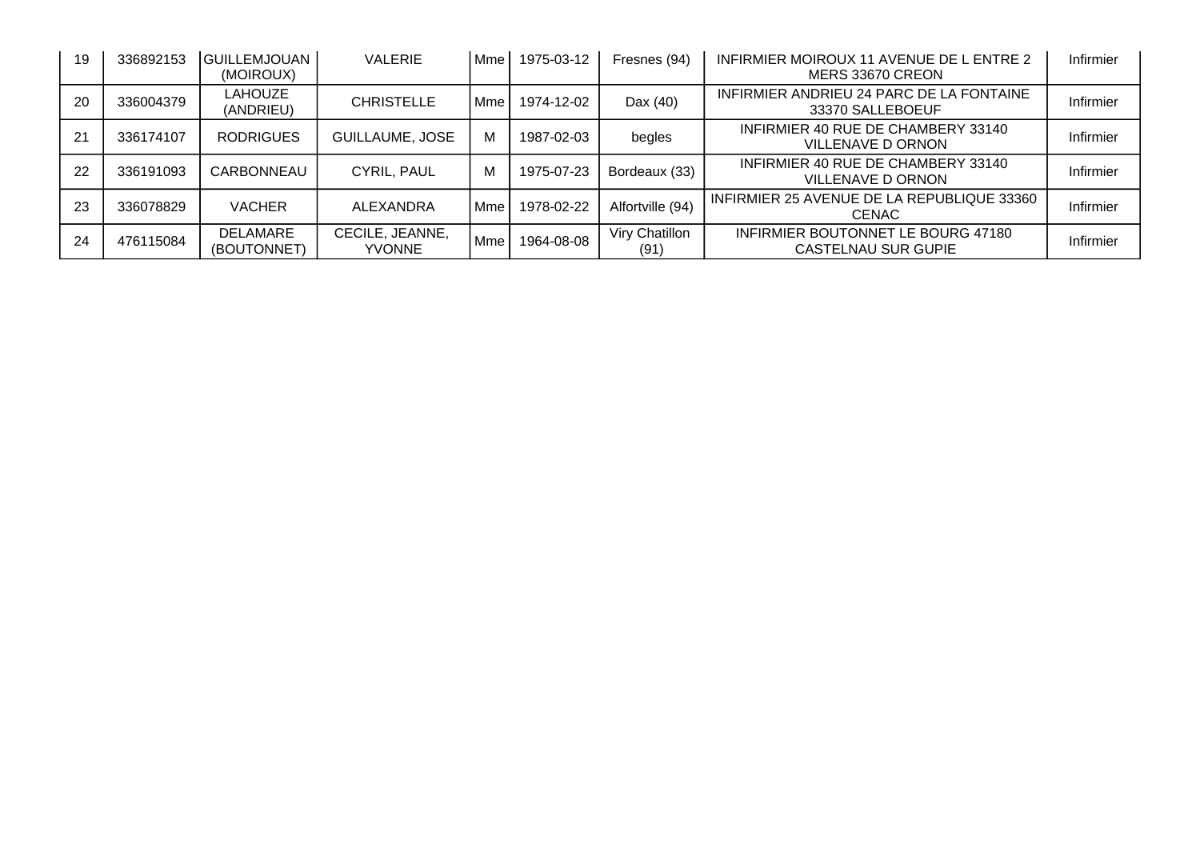| | | | | | | | | |
|---|---|---|---|---|---|---|---|---|
| 19 | 336892153 | GUILLEMJOUAN (MOIROUX) | VALERIE | Mme | 1975-03-12 | Fresnes (94) | INFIRMIER MOIROUX 11 AVENUE DE L ENTRE 2 MERS 33670 CREON | Infirmier |
| 20 | 336004379 | LAHOUZE (ANDRIEU) | CHRISTELLE | Mme | 1974-12-02 | Dax (40) | INFIRMIER ANDRIEU 24 PARC DE LA FONTAINE 33370 SALLEBOEUF | Infirmier |
| 21 | 336174107 | RODRIGUES | GUILLAUME, JOSE | M | 1987-02-03 | begles | INFIRMIER 40 RUE DE CHAMBERY 33140 VILLENAVE D ORNON | Infirmier |
| 22 | 336191093 | CARBONNEAU | CYRIL, PAUL | M | 1975-07-23 | Bordeaux (33) | INFIRMIER 40 RUE DE CHAMBERY 33140 VILLENAVE D ORNON | Infirmier |
| 23 | 336078829 | VACHER | ALEXANDRA | Mme | 1978-02-22 | Alfortville (94) | INFIRMIER 25 AVENUE DE LA REPUBLIQUE 33360 CENAC | Infirmier |
| 24 | 476115084 | DELAMARE (BOUTONNET) | CECILE, JEANNE, YVONNE | Mme | 1964-08-08 | Viry Chatillon (91) | INFIRMIER BOUTONNET LE BOURG 47180 CASTELNAU SUR GUPIE | Infirmier |